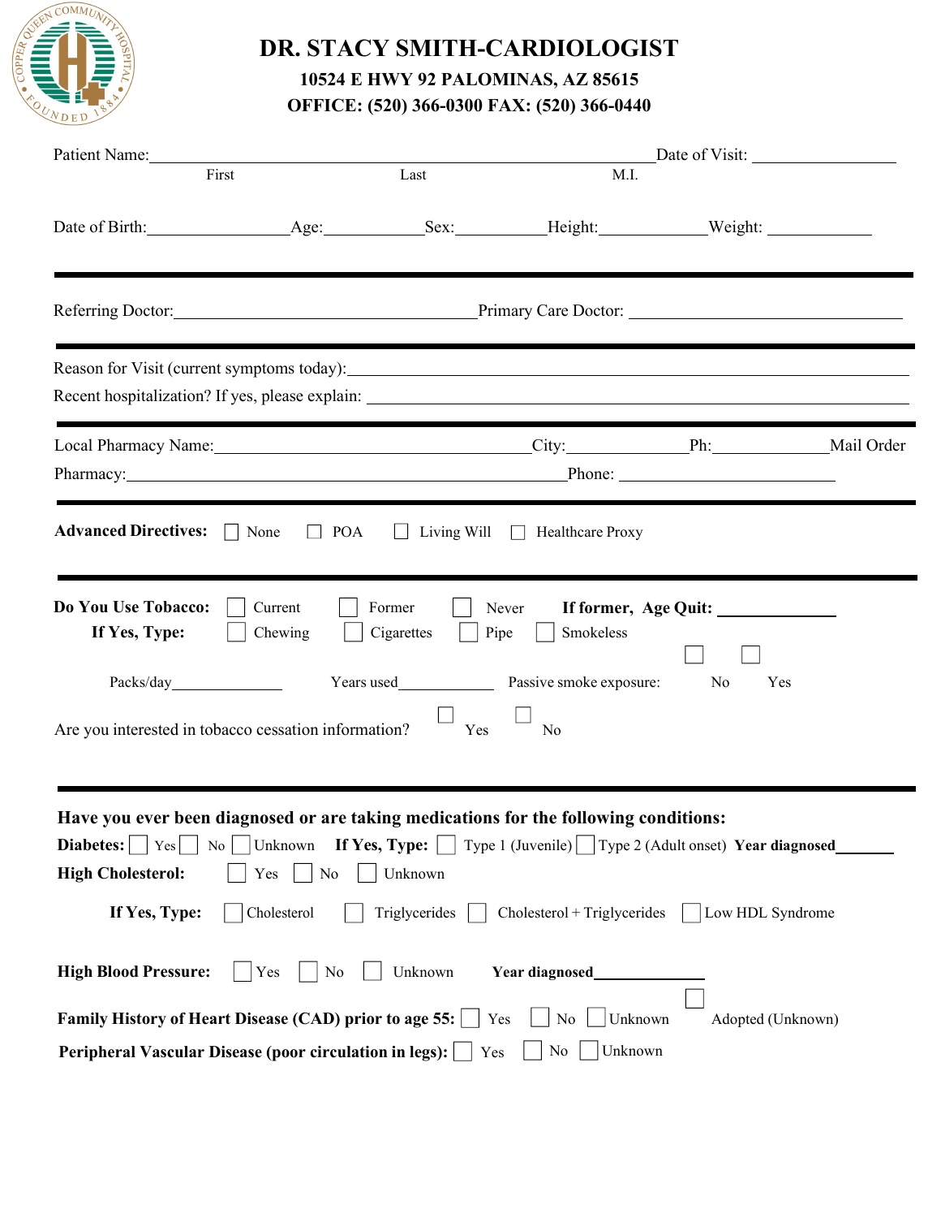# DR. STACY SMITH-CARDIOLOGIST

**10524 E HWY 92 PALOMINAS, AZ 85615**

**OFFICE: (520) 366-0300 FAX: (520) 366-0440**

Patient Name:______________________________________________ Date of Visit: ______________

First Last M.I.

Date of Birth:______________Age:__________Sex:_________Height:___________Weight: __________

---

Referring Doctor:______________________________ Primary Care Doctor: ___________________________

---

Reason for Visit (current symptoms today):___________________________________________________

Recent hospitalization? If yes, please explain: _______________________________________________

---

Local Pharmacy Name:______________________________City:___________Ph:____________Mail Order

Pharmacy:__________________________________________Phone: ____________________

---

**Advanced Directives:** ☐ None ☐ POA ☐ Living Will ☐ Healthcare Proxy

---

**Do You Use Tobacco:** ☐ Current ☐ Former ☐ Never **If former, Age Quit:** ____________

**If Yes, Type:** ☐ Chewing ☐ Cigarettes ☐ Pipe ☐ Smokeless

Packs/day____________ Years used____________ Passive smoke exposure: ☐ No ☐ Yes

Are you interested in tobacco cessation information? ☐ Yes ☐ No

---

**Have you ever been diagnosed or are taking medications for the following conditions:**

**Diabetes:** ☐ Yes ☐ No ☐ Unknown **If Yes, Type:** ☐ Type 1 (Juvenile) ☐ Type 2 (Adult onset) **Year diagnosed**______

**High Cholesterol:** ☐ Yes ☐ No ☐ Unknown

**If Yes, Type:** ☐ Cholesterol ☐ Triglycerides ☐ Cholesterol + Triglycerides ☐ Low HDL Syndrome

**High Blood Pressure:** ☐ Yes ☐ No ☐ Unknown **Year diagnosed**____________

**Family History of Heart Disease (CAD) prior to age 55:** ☐ Yes ☐ No ☐ Unknown ☐ Adopted (Unknown)

**Peripheral Vascular Disease (poor circulation in legs):** ☐ Yes ☐ No ☐ Unknown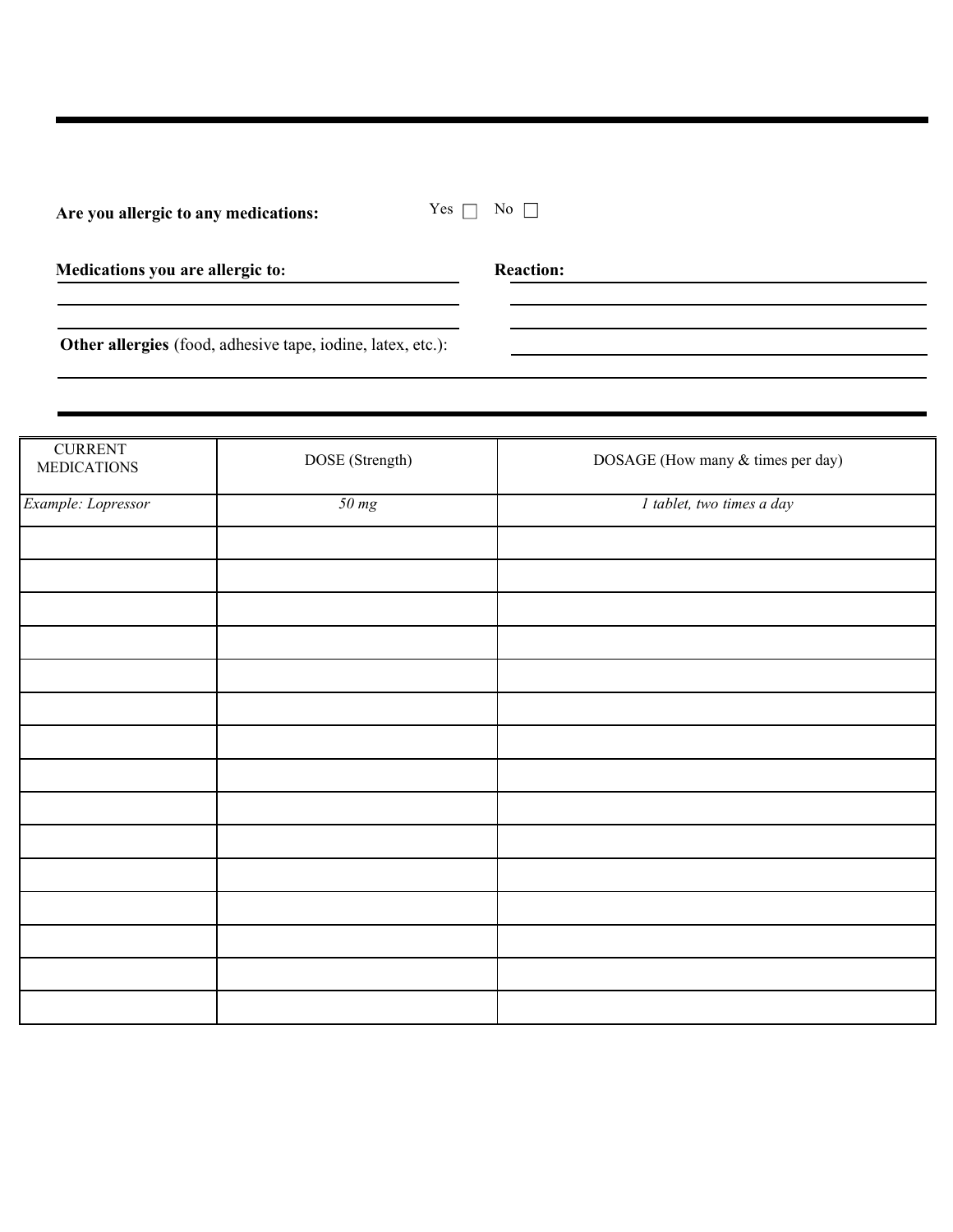**Are you allergic to any medications:** Yes ☐ No ☐

**Medications you are allergic to:** ____________________ **Reaction:** ____________________

____________________ ____________________

____________________ ____________________

**Other allergies** (food, adhesive tape, iodine, latex, etc.): ____________________

____________________

| CURRENT MEDICATIONS | DOSE (Strength) | DOSAGE (How many & times per day) |
|---|---|---|
| *Example: Lopressor* | *50 mg* | *1 tablet, two times a day* |
| | | |
| | | |
| | | |
| | | |
| | | |
| | | |
| | | |
| | | |
| | | |
| | | |
| | | |
| | | |
| | | |
| | | |
| | | |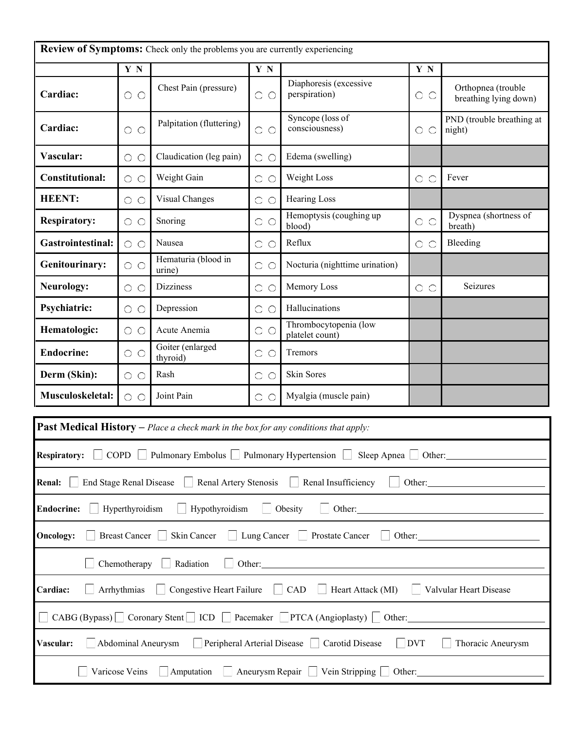## Review of Symptoms: Check only the problems you are currently experiencing

| | Y N | | Y N | | Y N | |
|---|---|---|---|---|---|---|
| **Cardiac:** | ○ ○ | Chest Pain (pressure) | ○ ○ | Diaphoresis (excessive perspiration) | ○ ○ | Orthopnea (trouble breathing lying down) |
| **Cardiac:** | ○ ○ | Palpitation (fluttering) | ○ ○ | Syncope (loss of consciousness) | ○ ○ | PND (trouble breathing at night) |
| **Vascular:** | ○ ○ | Claudication (leg pain) | ○ ○ | Edema (swelling) | | |
| **Constitutional:** | ○ ○ | Weight Gain | ○ ○ | Weight Loss | ○ ○ | Fever |
| **HEENT:** | ○ ○ | Visual Changes | ○ ○ | Hearing Loss | | |
| **Respiratory:** | ○ ○ | Snoring | ○ ○ | Hemoptysis (coughing up blood) | ○ ○ | Dyspnea (shortness of breath) |
| **Gastrointestinal:** | ○ ○ | Nausea | ○ ○ | Reflux | ○ ○ | Bleeding |
| **Genitourinary:** | ○ ○ | Hematuria (blood in urine) | ○ ○ | Nocturia (nighttime urination) | | |
| **Neurology:** | ○ ○ | Dizziness | ○ ○ | Memory Loss | ○ ○ | Seizures |
| **Psychiatric:** | ○ ○ | Depression | ○ ○ | Hallucinations | | |
| **Hematologic:** | ○ ○ | Acute Anemia | ○ ○ | Thrombocytopenia (low platelet count) | | |
| **Endocrine:** | ○ ○ | Goiter (enlarged thyroid) | ○ ○ | Tremors | | |
| **Derm (Skin):** | ○ ○ | Rash | ○ ○ | Skin Sores | | |
| **Musculoskeletal:** | ○ ○ | Joint Pain | ○ ○ | Myalgia (muscle pain) | | |

## Past Medical History – *Place a check mark in the box for any conditions that apply:*

**Respiratory:** ☐ COPD ☐ Pulmonary Embolus ☐ Pulmonary Hypertension ☐ Sleep Apnea ☐ Other:____________________

**Renal:** ☐ End Stage Renal Disease ☐ Renal Artery Stenosis ☐ Renal Insufficiency ☐ Other:____________________

**Endocrine:** ☐ Hyperthyroidism ☐ Hypothyroidism ☐ Obesity ☐ Other:____________________

**Oncology:** ☐ Breast Cancer ☐ Skin Cancer ☐ Lung Cancer ☐ Prostate Cancer ☐ Other:____________________

☐ Chemotherapy ☐ Radiation ☐ Other:____________________

**Cardiac:** ☐ Arrhythmias ☐ Congestive Heart Failure ☐ CAD ☐ Heart Attack (MI) ☐ Valvular Heart Disease

☐ CABG (Bypass) ☐ Coronary Stent ☐ ICD ☐ Pacemaker ☐ PTCA (Angioplasty) ☐ Other:____________________

**Vascular:** ☐ Abdominal Aneurysm ☐ Peripheral Arterial Disease ☐ Carotid Disease ☐ DVT ☐ Thoracic Aneurysm

☐ Varicose Veins ☐ Amputation ☐ Aneurysm Repair ☐ Vein Stripping ☐ Other:____________________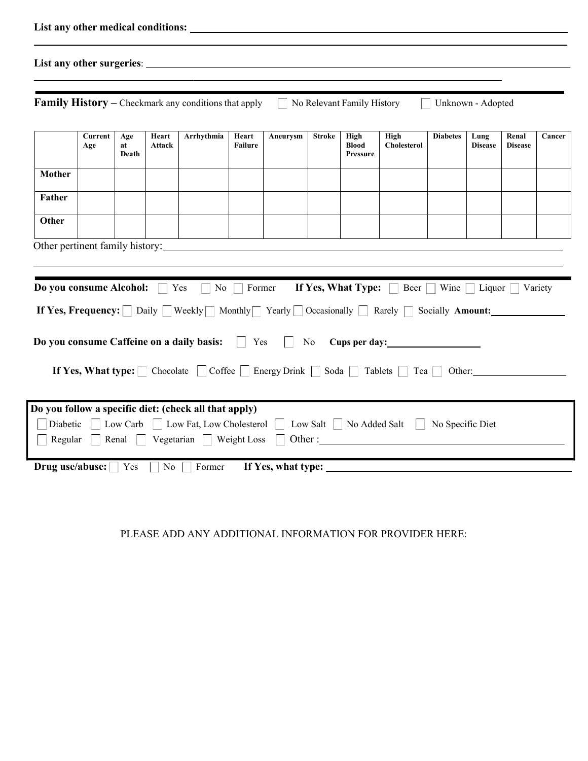**List any other medical conditions:** ______________________________________________

______________________________________________

**List any other surgeries**: ______________________________________________

______________________________________________

**Family History –** Checkmark any conditions that apply ☐ No Relevant Family History ☐ Unknown - Adopted

| | Current Age | Age at Death | Heart Attack | Arrhythmia | Heart Failure | Aneurysm | Stroke | High Blood Pressure | High Cholesterol | Diabetes | Lung Disease | Renal Disease | Cancer |
|---|---|---|---|---|---|---|---|---|---|---|---|---|---|
| **Mother** | | | | | | | | | | | | | |
| **Father** | | | | | | | | | | | | | |
| **Other** | | | | | | | | | | | | | |

Other pertinent family history: ______________________________________________

______________________________________________

**Do you consume Alcohol:** ☐ Yes ☐ No ☐ Former **If Yes, What Type:** ☐ Beer ☐ Wine ☐ Liquor ☐ Variety

**If Yes, Frequency:** ☐ Daily ☐ Weekly ☐ Monthly ☐ Yearly ☐ Occasionally ☐ Rarely ☐ Socially **Amount:** ____________

**Do you consume Caffeine on a daily basis:** ☐ Yes ☐ No **Cups per day:** ____________

**If Yes, What type:** ☐ Chocolate ☐ Coffee ☐ Energy Drink ☐ Soda ☐ Tablets ☐ Tea ☐ Other: ____________

**Do you follow a specific diet: (check all that apply)**

☐ Diabetic ☐ Low Carb ☐ Low Fat, Low Cholesterol ☐ Low Salt ☐ No Added Salt ☐ No Specific Diet

☐ Regular ☐ Renal ☐ Vegetarian ☐ Weight Loss ☐ Other : ____________

**Drug use/abuse:** ☐ Yes ☐ No ☐ Former **If Yes, what type:** ____________

PLEASE ADD ANY ADDITIONAL INFORMATION FOR PROVIDER HERE: